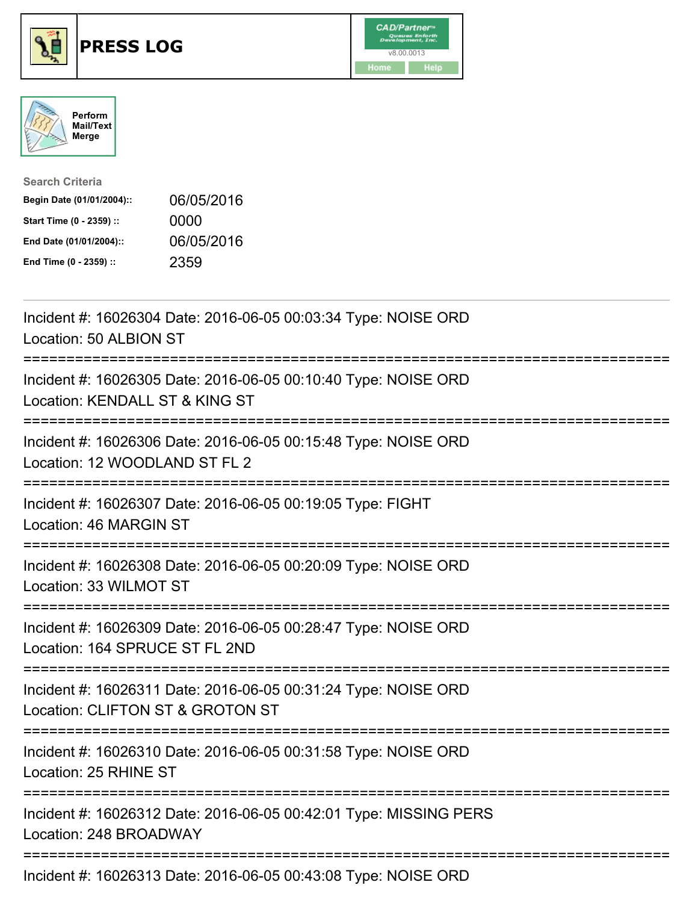# PRESS LOG

CAD/Partner v8.00.0013

Home Help

Perform Mail/Text Merge

**Search Criteria**

| | |
|---|---|
| **Begin Date (01/01/2004)::** | 06/05/2016 |
| **Start Time (0 - 2359) ::** | 0000 |
| **End Date (01/01/2004)::** | 06/05/2016 |
| **End Time (0 - 2359) ::** | 2359 |

---

Incident #: 16026304 Date: 2016-06-05 00:03:34 Type: NOISE ORD
Location: 50 ALBION ST

===========================================================================

Incident #: 16026305 Date: 2016-06-05 00:10:40 Type: NOISE ORD
Location: KENDALL ST & KING ST

===========================================================================

Incident #: 16026306 Date: 2016-06-05 00:15:48 Type: NOISE ORD
Location: 12 WOODLAND ST FL 2

===========================================================================

Incident #: 16026307 Date: 2016-06-05 00:19:05 Type: FIGHT
Location: 46 MARGIN ST

===========================================================================

Incident #: 16026308 Date: 2016-06-05 00:20:09 Type: NOISE ORD
Location: 33 WILMOT ST

===========================================================================

Incident #: 16026309 Date: 2016-06-05 00:28:47 Type: NOISE ORD
Location: 164 SPRUCE ST FL 2ND

===========================================================================

Incident #: 16026311 Date: 2016-06-05 00:31:24 Type: NOISE ORD
Location: CLIFTON ST & GROTON ST

===========================================================================

Incident #: 16026310 Date: 2016-06-05 00:31:58 Type: NOISE ORD
Location: 25 RHINE ST

===========================================================================

Incident #: 16026312 Date: 2016-06-05 00:42:01 Type: MISSING PERS
Location: 248 BROADWAY

===========================================================================

Incident #: 16026313 Date: 2016-06-05 00:43:08 Type: NOISE ORD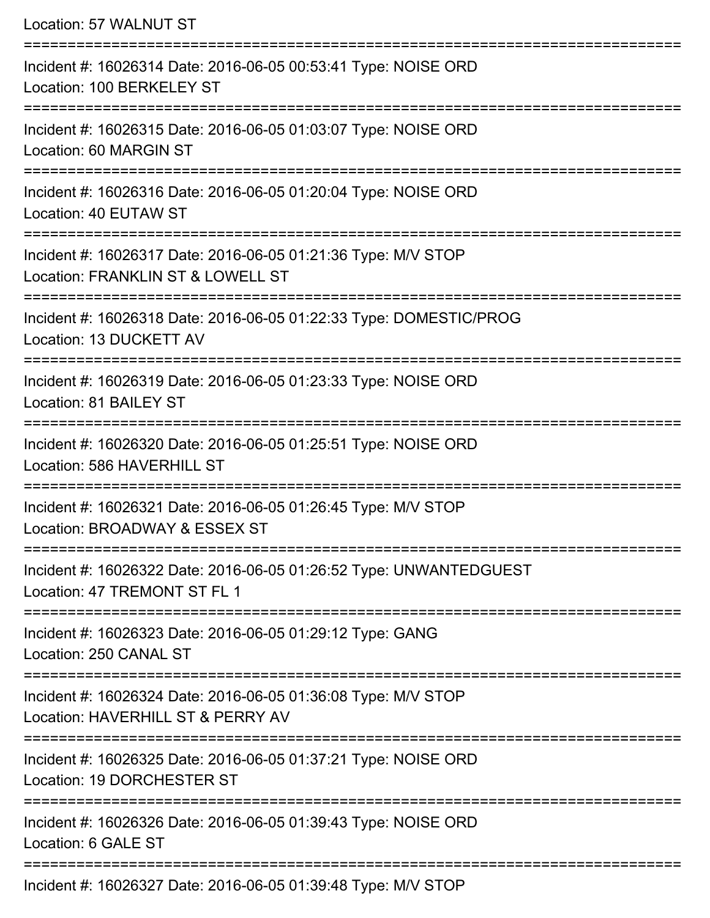Location: 57 WALNUT ST

===========================================================================

Incident #: 16026314 Date: 2016-06-05 00:53:41 Type: NOISE ORD
Location: 100 BERKELEY ST

===========================================================================

Incident #: 16026315 Date: 2016-06-05 01:03:07 Type: NOISE ORD
Location: 60 MARGIN ST

===========================================================================

Incident #: 16026316 Date: 2016-06-05 01:20:04 Type: NOISE ORD
Location: 40 EUTAW ST

===========================================================================

Incident #: 16026317 Date: 2016-06-05 01:21:36 Type: M/V STOP
Location: FRANKLIN ST & LOWELL ST

===========================================================================

Incident #: 16026318 Date: 2016-06-05 01:22:33 Type: DOMESTIC/PROG
Location: 13 DUCKETT AV

===========================================================================

Incident #: 16026319 Date: 2016-06-05 01:23:33 Type: NOISE ORD
Location: 81 BAILEY ST

===========================================================================

Incident #: 16026320 Date: 2016-06-05 01:25:51 Type: NOISE ORD
Location: 586 HAVERHILL ST

===========================================================================

Incident #: 16026321 Date: 2016-06-05 01:26:45 Type: M/V STOP
Location: BROADWAY & ESSEX ST

===========================================================================

Incident #: 16026322 Date: 2016-06-05 01:26:52 Type: UNWANTEDGUEST
Location: 47 TREMONT ST FL 1

===========================================================================

Incident #: 16026323 Date: 2016-06-05 01:29:12 Type: GANG
Location: 250 CANAL ST

===========================================================================

Incident #: 16026324 Date: 2016-06-05 01:36:08 Type: M/V STOP
Location: HAVERHILL ST & PERRY AV

===========================================================================

Incident #: 16026325 Date: 2016-06-05 01:37:21 Type: NOISE ORD
Location: 19 DORCHESTER ST

===========================================================================

Incident #: 16026326 Date: 2016-06-05 01:39:43 Type: NOISE ORD
Location: 6 GALE ST

===========================================================================

Incident #: 16026327 Date: 2016-06-05 01:39:48 Type: M/V STOP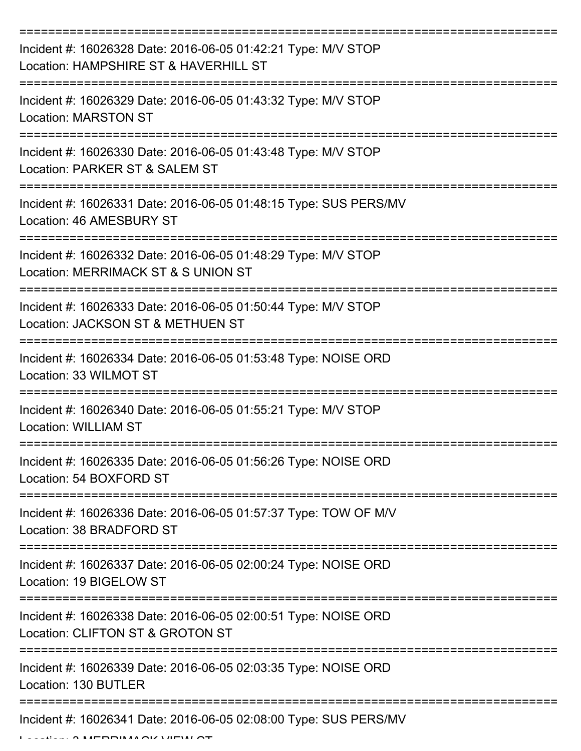===========================================================================

Incident #: 16026328 Date: 2016-06-05 01:42:21 Type: M/V STOP

Location: HAMPSHIRE ST & HAVERHILL ST

===========================================================================

Incident #: 16026329 Date: 2016-06-05 01:43:32 Type: M/V STOP

Location: MARSTON ST

===========================================================================

Incident #: 16026330 Date: 2016-06-05 01:43:48 Type: M/V STOP

Location: PARKER ST & SALEM ST

===========================================================================

Incident #: 16026331 Date: 2016-06-05 01:48:15 Type: SUS PERS/MV

Location: 46 AMESBURY ST

===========================================================================

Incident #: 16026332 Date: 2016-06-05 01:48:29 Type: M/V STOP

Location: MERRIMACK ST & S UNION ST

===========================================================================

Incident #: 16026333 Date: 2016-06-05 01:50:44 Type: M/V STOP

Location: JACKSON ST & METHUEN ST

===========================================================================

Incident #: 16026334 Date: 2016-06-05 01:53:48 Type: NOISE ORD

Location: 33 WILMOT ST

===========================================================================

Incident #: 16026340 Date: 2016-06-05 01:55:21 Type: M/V STOP

Location: WILLIAM ST

===========================================================================

Incident #: 16026335 Date: 2016-06-05 01:56:26 Type: NOISE ORD

Location: 54 BOXFORD ST

===========================================================================

Incident #: 16026336 Date: 2016-06-05 01:57:37 Type: TOW OF M/V

Location: 38 BRADFORD ST

===========================================================================

Incident #: 16026337 Date: 2016-06-05 02:00:24 Type: NOISE ORD

Location: 19 BIGELOW ST

===========================================================================

Incident #: 16026338 Date: 2016-06-05 02:00:51 Type: NOISE ORD

Location: CLIFTON ST & GROTON ST

===========================================================================

Incident #: 16026339 Date: 2016-06-05 02:03:35 Type: NOISE ORD

Location: 130 BUTLER

===========================================================================

Incident #: 16026341 Date: 2016-06-05 02:08:00 Type: SUS PERS/MV

Location: 3 MERRIMACK VIEW CT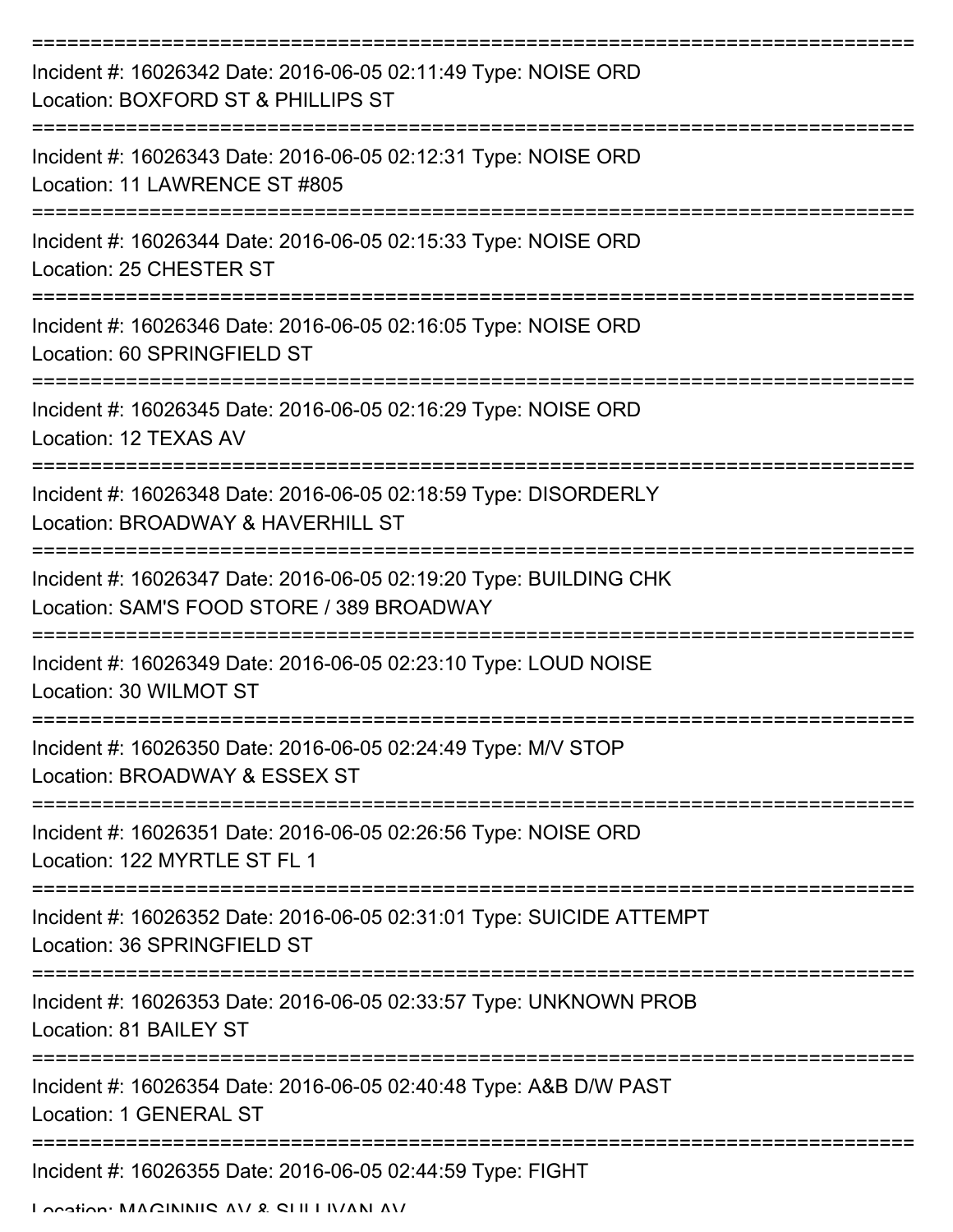===========================================================================

Incident #: 16026342 Date: 2016-06-05 02:11:49 Type: NOISE ORD
Location: BOXFORD ST & PHILLIPS ST

===========================================================================

Incident #: 16026343 Date: 2016-06-05 02:12:31 Type: NOISE ORD
Location: 11 LAWRENCE ST #805

===========================================================================

Incident #: 16026344 Date: 2016-06-05 02:15:33 Type: NOISE ORD
Location: 25 CHESTER ST

===========================================================================

Incident #: 16026346 Date: 2016-06-05 02:16:05 Type: NOISE ORD
Location: 60 SPRINGFIELD ST

===========================================================================

Incident #: 16026345 Date: 2016-06-05 02:16:29 Type: NOISE ORD
Location: 12 TEXAS AV

===========================================================================

Incident #: 16026348 Date: 2016-06-05 02:18:59 Type: DISORDERLY
Location: BROADWAY & HAVERHILL ST

===========================================================================

Incident #: 16026347 Date: 2016-06-05 02:19:20 Type: BUILDING CHK
Location: SAM'S FOOD STORE / 389 BROADWAY

===========================================================================

Incident #: 16026349 Date: 2016-06-05 02:23:10 Type: LOUD NOISE
Location: 30 WILMOT ST

===========================================================================

Incident #: 16026350 Date: 2016-06-05 02:24:49 Type: M/V STOP
Location: BROADWAY & ESSEX ST

===========================================================================

Incident #: 16026351 Date: 2016-06-05 02:26:56 Type: NOISE ORD
Location: 122 MYRTLE ST FL 1

===========================================================================

Incident #: 16026352 Date: 2016-06-05 02:31:01 Type: SUICIDE ATTEMPT
Location: 36 SPRINGFIELD ST

===========================================================================

Incident #: 16026353 Date: 2016-06-05 02:33:57 Type: UNKNOWN PROB
Location: 81 BAILEY ST

===========================================================================

Incident #: 16026354 Date: 2016-06-05 02:40:48 Type: A&B D/W PAST
Location: 1 GENERAL ST

===========================================================================

Incident #: 16026355 Date: 2016-06-05 02:44:59 Type: FIGHT
Location: MAGINNIS AV & SULLIVAN AV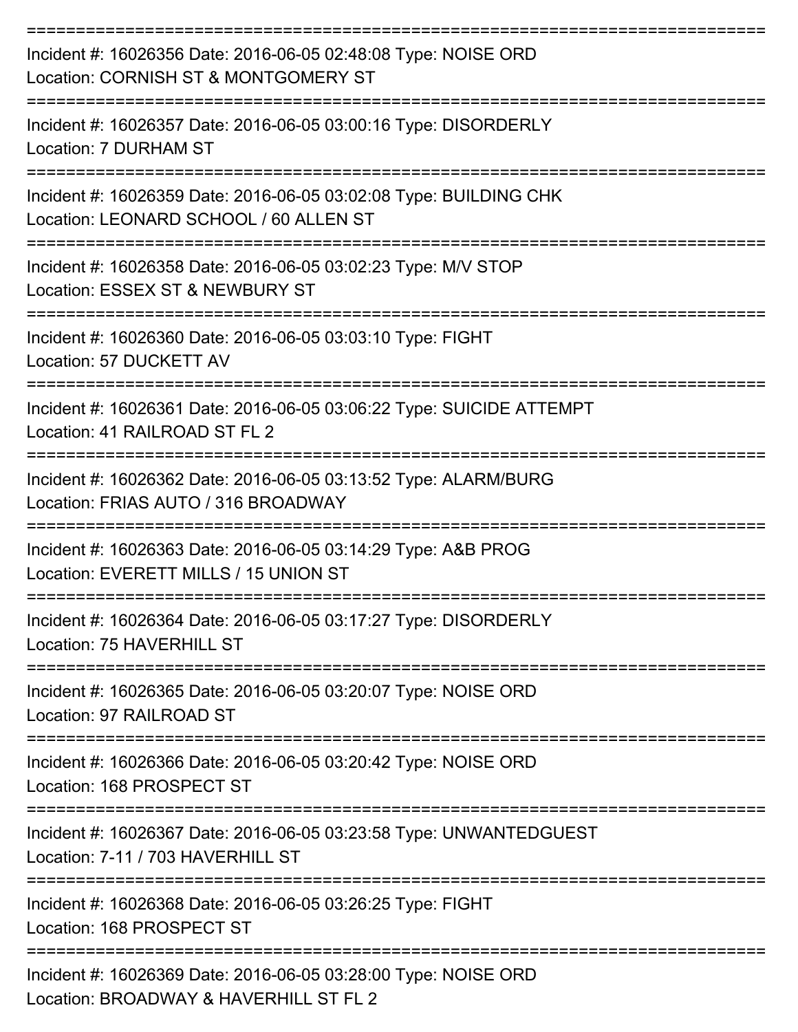===========================================================================
Incident #: 16026356 Date: 2016-06-05 02:48:08 Type: NOISE ORD
Location: CORNISH ST & MONTGOMERY ST
===========================================================================
Incident #: 16026357 Date: 2016-06-05 03:00:16 Type: DISORDERLY
Location: 7 DURHAM ST
===========================================================================
Incident #: 16026359 Date: 2016-06-05 03:02:08 Type: BUILDING CHK
Location: LEONARD SCHOOL / 60 ALLEN ST
===========================================================================
Incident #: 16026358 Date: 2016-06-05 03:02:23 Type: M/V STOP
Location: ESSEX ST & NEWBURY ST
===========================================================================
Incident #: 16026360 Date: 2016-06-05 03:03:10 Type: FIGHT
Location: 57 DUCKETT AV
===========================================================================
Incident #: 16026361 Date: 2016-06-05 03:06:22 Type: SUICIDE ATTEMPT
Location: 41 RAILROAD ST FL 2
===========================================================================
Incident #: 16026362 Date: 2016-06-05 03:13:52 Type: ALARM/BURG
Location: FRIAS AUTO / 316 BROADWAY
===========================================================================
Incident #: 16026363 Date: 2016-06-05 03:14:29 Type: A&B PROG
Location: EVERETT MILLS / 15 UNION ST
===========================================================================
Incident #: 16026364 Date: 2016-06-05 03:17:27 Type: DISORDERLY
Location: 75 HAVERHILL ST
===========================================================================
Incident #: 16026365 Date: 2016-06-05 03:20:07 Type: NOISE ORD
Location: 97 RAILROAD ST
===========================================================================
Incident #: 16026366 Date: 2016-06-05 03:20:42 Type: NOISE ORD
Location: 168 PROSPECT ST
===========================================================================
Incident #: 16026367 Date: 2016-06-05 03:23:58 Type: UNWANTEDGUEST
Location: 7-11 / 703 HAVERHILL ST
===========================================================================
Incident #: 16026368 Date: 2016-06-05 03:26:25 Type: FIGHT
Location: 168 PROSPECT ST
===========================================================================
Incident #: 16026369 Date: 2016-06-05 03:28:00 Type: NOISE ORD
Location: BROADWAY & HAVERHILL ST FL 2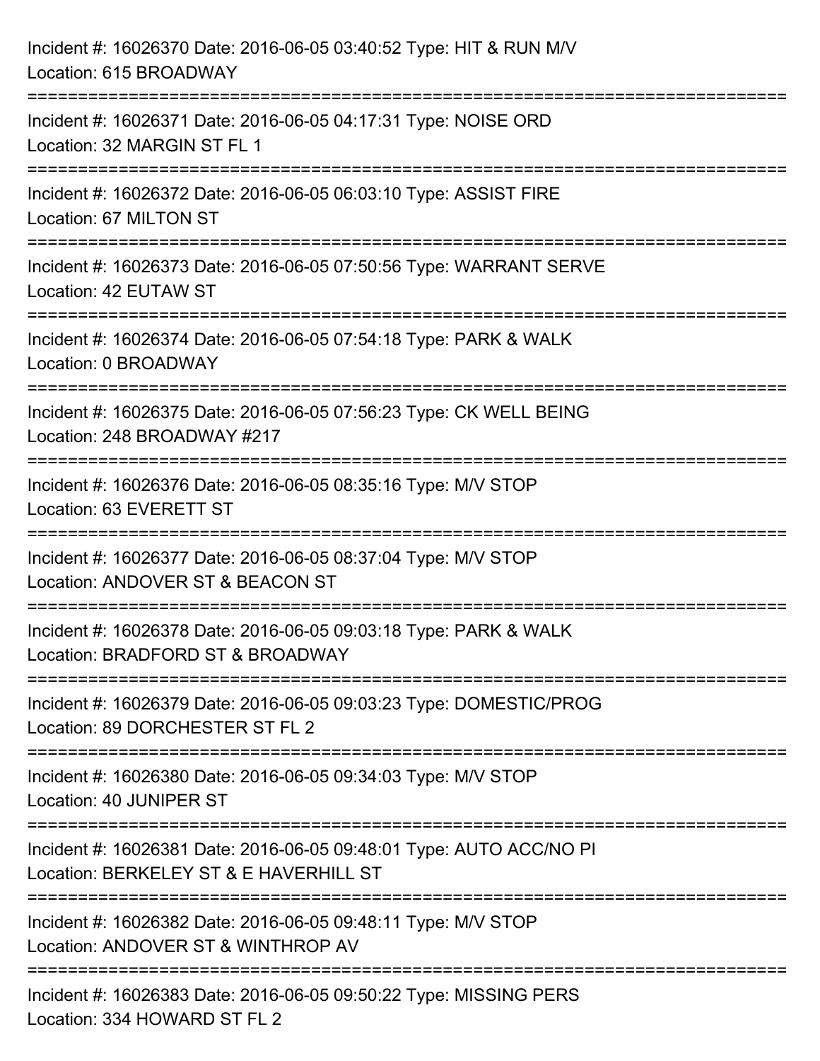Incident #: 16026370 Date: 2016-06-05 03:40:52 Type: HIT & RUN M/V
Location: 615 BROADWAY

===========================================================================

Incident #: 16026371 Date: 2016-06-05 04:17:31 Type: NOISE ORD
Location: 32 MARGIN ST FL 1

===========================================================================

Incident #: 16026372 Date: 2016-06-05 06:03:10 Type: ASSIST FIRE
Location: 67 MILTON ST

===========================================================================

Incident #: 16026373 Date: 2016-06-05 07:50:56 Type: WARRANT SERVE
Location: 42 EUTAW ST

===========================================================================

Incident #: 16026374 Date: 2016-06-05 07:54:18 Type: PARK & WALK
Location: 0 BROADWAY

===========================================================================

Incident #: 16026375 Date: 2016-06-05 07:56:23 Type: CK WELL BEING
Location: 248 BROADWAY #217

===========================================================================

Incident #: 16026376 Date: 2016-06-05 08:35:16 Type: M/V STOP
Location: 63 EVERETT ST

===========================================================================

Incident #: 16026377 Date: 2016-06-05 08:37:04 Type: M/V STOP
Location: ANDOVER ST & BEACON ST

===========================================================================

Incident #: 16026378 Date: 2016-06-05 09:03:18 Type: PARK & WALK
Location: BRADFORD ST & BROADWAY

===========================================================================

Incident #: 16026379 Date: 2016-06-05 09:03:23 Type: DOMESTIC/PROG
Location: 89 DORCHESTER ST FL 2

===========================================================================

Incident #: 16026380 Date: 2016-06-05 09:34:03 Type: M/V STOP
Location: 40 JUNIPER ST

===========================================================================

Incident #: 16026381 Date: 2016-06-05 09:48:01 Type: AUTO ACC/NO PI
Location: BERKELEY ST & E HAVERHILL ST

===========================================================================

Incident #: 16026382 Date: 2016-06-05 09:48:11 Type: M/V STOP
Location: ANDOVER ST & WINTHROP AV

===========================================================================

Incident #: 16026383 Date: 2016-06-05 09:50:22 Type: MISSING PERS
Location: 334 HOWARD ST FL 2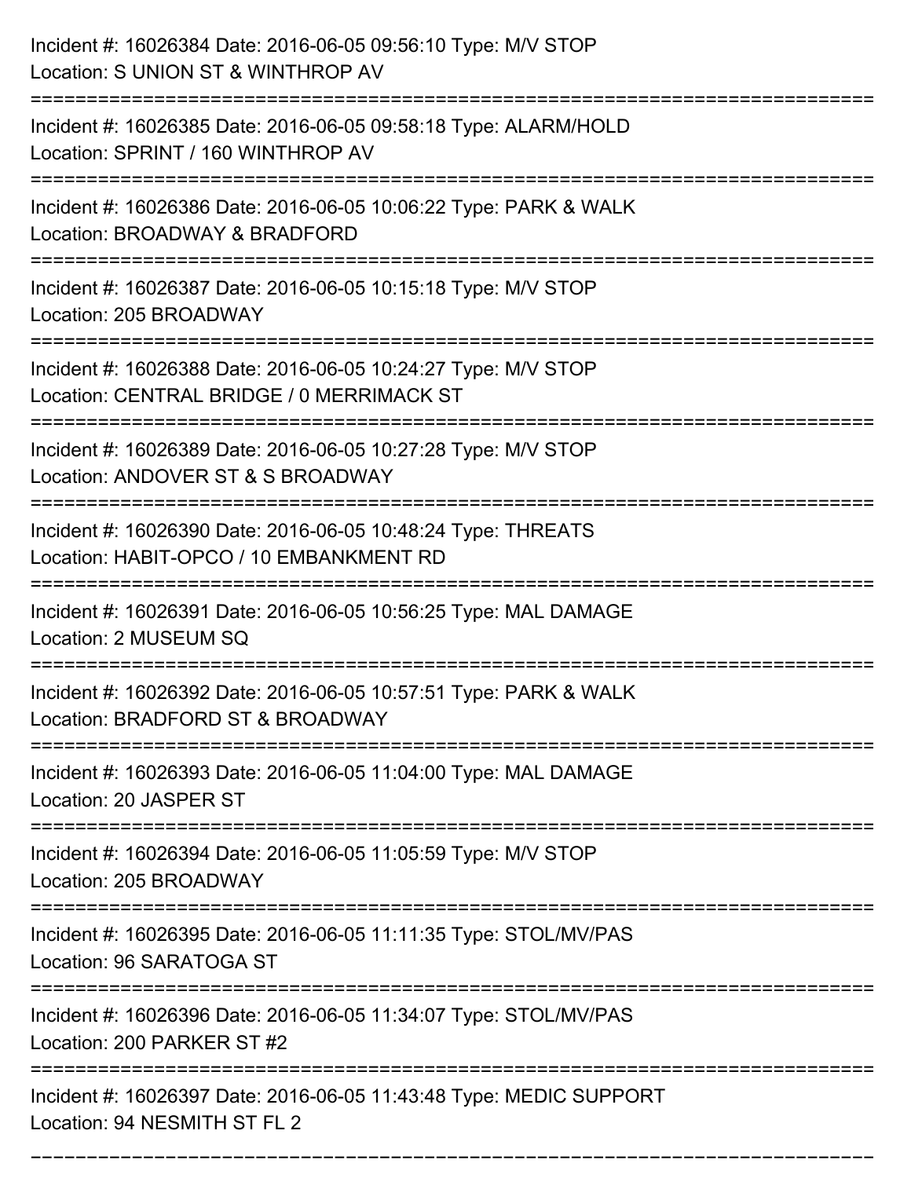Incident #: 16026384 Date: 2016-06-05 09:56:10 Type: M/V STOP
Location: S UNION ST & WINTHROP AV

===========================================================================

Incident #: 16026385 Date: 2016-06-05 09:58:18 Type: ALARM/HOLD
Location: SPRINT / 160 WINTHROP AV

===========================================================================

Incident #: 16026386 Date: 2016-06-05 10:06:22 Type: PARK & WALK
Location: BROADWAY & BRADFORD

===========================================================================

Incident #: 16026387 Date: 2016-06-05 10:15:18 Type: M/V STOP
Location: 205 BROADWAY

===========================================================================

Incident #: 16026388 Date: 2016-06-05 10:24:27 Type: M/V STOP
Location: CENTRAL BRIDGE / 0 MERRIMACK ST

===========================================================================

Incident #: 16026389 Date: 2016-06-05 10:27:28 Type: M/V STOP
Location: ANDOVER ST & S BROADWAY

===========================================================================

Incident #: 16026390 Date: 2016-06-05 10:48:24 Type: THREATS
Location: HABIT-OPCO / 10 EMBANKMENT RD

===========================================================================

Incident #: 16026391 Date: 2016-06-05 10:56:25 Type: MAL DAMAGE
Location: 2 MUSEUM SQ

===========================================================================

Incident #: 16026392 Date: 2016-06-05 10:57:51 Type: PARK & WALK
Location: BRADFORD ST & BROADWAY

===========================================================================

Incident #: 16026393 Date: 2016-06-05 11:04:00 Type: MAL DAMAGE
Location: 20 JASPER ST

===========================================================================

Incident #: 16026394 Date: 2016-06-05 11:05:59 Type: M/V STOP
Location: 205 BROADWAY

===========================================================================

Incident #: 16026395 Date: 2016-06-05 11:11:35 Type: STOL/MV/PAS
Location: 96 SARATOGA ST

===========================================================================

Incident #: 16026396 Date: 2016-06-05 11:34:07 Type: STOL/MV/PAS
Location: 200 PARKER ST #2

===========================================================================

Incident #: 16026397 Date: 2016-06-05 11:43:48 Type: MEDIC SUPPORT
Location: 94 NESMITH ST FL 2

===========================================================================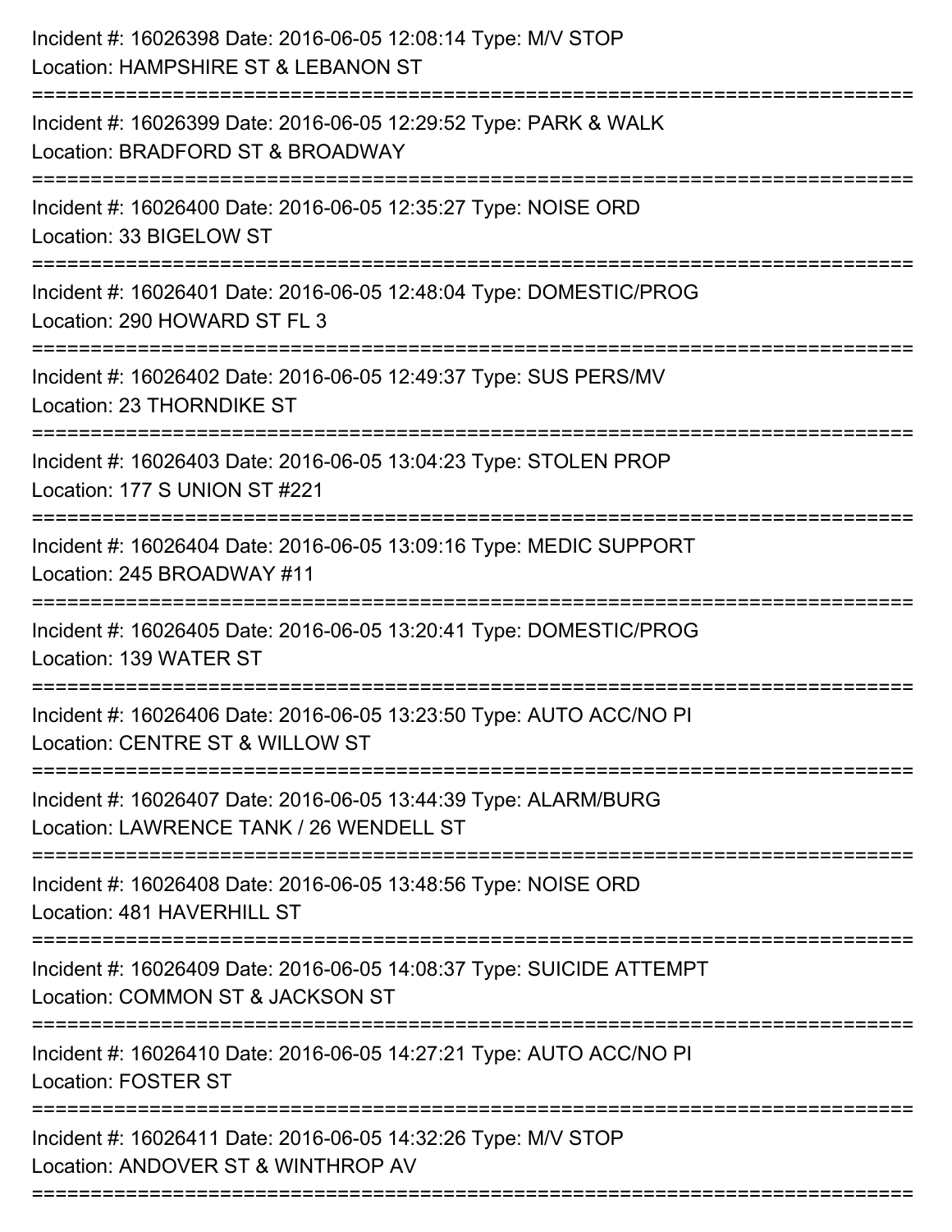Incident #: 16026398 Date: 2016-06-05 12:08:14 Type: M/V STOP
Location: HAMPSHIRE ST & LEBANON ST

===========================================================================

Incident #: 16026399 Date: 2016-06-05 12:29:52 Type: PARK & WALK
Location: BRADFORD ST & BROADWAY

===========================================================================

Incident #: 16026400 Date: 2016-06-05 12:35:27 Type: NOISE ORD
Location: 33 BIGELOW ST

===========================================================================

Incident #: 16026401 Date: 2016-06-05 12:48:04 Type: DOMESTIC/PROG
Location: 290 HOWARD ST FL 3

===========================================================================

Incident #: 16026402 Date: 2016-06-05 12:49:37 Type: SUS PERS/MV
Location: 23 THORNDIKE ST

===========================================================================

Incident #: 16026403 Date: 2016-06-05 13:04:23 Type: STOLEN PROP
Location: 177 S UNION ST #221

===========================================================================

Incident #: 16026404 Date: 2016-06-05 13:09:16 Type: MEDIC SUPPORT
Location: 245 BROADWAY #11

===========================================================================

Incident #: 16026405 Date: 2016-06-05 13:20:41 Type: DOMESTIC/PROG
Location: 139 WATER ST

===========================================================================

Incident #: 16026406 Date: 2016-06-05 13:23:50 Type: AUTO ACC/NO PI
Location: CENTRE ST & WILLOW ST

===========================================================================

Incident #: 16026407 Date: 2016-06-05 13:44:39 Type: ALARM/BURG
Location: LAWRENCE TANK / 26 WENDELL ST

===========================================================================

Incident #: 16026408 Date: 2016-06-05 13:48:56 Type: NOISE ORD
Location: 481 HAVERHILL ST

===========================================================================

Incident #: 16026409 Date: 2016-06-05 14:08:37 Type: SUICIDE ATTEMPT
Location: COMMON ST & JACKSON ST

===========================================================================

Incident #: 16026410 Date: 2016-06-05 14:27:21 Type: AUTO ACC/NO PI
Location: FOSTER ST

===========================================================================

Incident #: 16026411 Date: 2016-06-05 14:32:26 Type: M/V STOP
Location: ANDOVER ST & WINTHROP AV

===========================================================================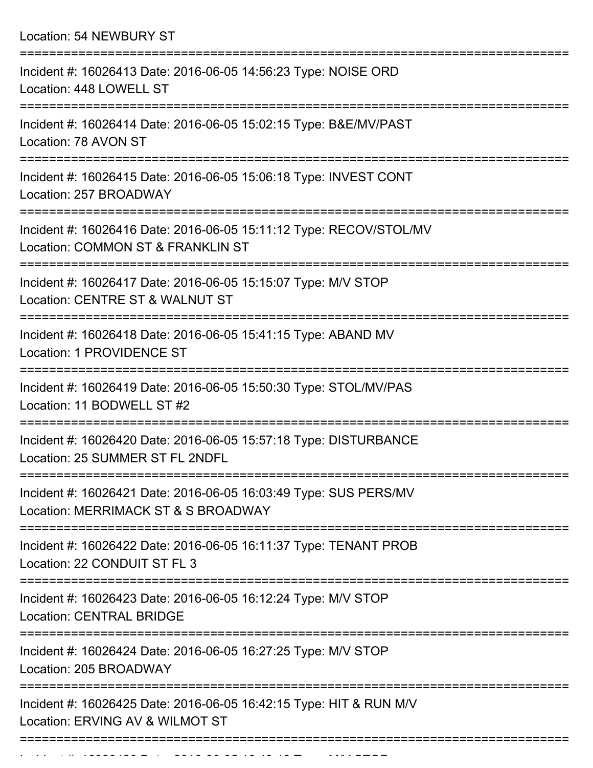Location: 54 NEWBURY ST

===========================================================================

Incident #: 16026413 Date: 2016-06-05 14:56:23 Type: NOISE ORD
Location: 448 LOWELL ST

===========================================================================

Incident #: 16026414 Date: 2016-06-05 15:02:15 Type: B&E/MV/PAST
Location: 78 AVON ST

===========================================================================

Incident #: 16026415 Date: 2016-06-05 15:06:18 Type: INVEST CONT
Location: 257 BROADWAY

===========================================================================

Incident #: 16026416 Date: 2016-06-05 15:11:12 Type: RECOV/STOL/MV
Location: COMMON ST & FRANKLIN ST

===========================================================================

Incident #: 16026417 Date: 2016-06-05 15:15:07 Type: M/V STOP
Location: CENTRE ST & WALNUT ST

===========================================================================

Incident #: 16026418 Date: 2016-06-05 15:41:15 Type: ABAND MV
Location: 1 PROVIDENCE ST

===========================================================================

Incident #: 16026419 Date: 2016-06-05 15:50:30 Type: STOL/MV/PAS
Location: 11 BODWELL ST #2

===========================================================================

Incident #: 16026420 Date: 2016-06-05 15:57:18 Type: DISTURBANCE
Location: 25 SUMMER ST FL 2NDFL

===========================================================================

Incident #: 16026421 Date: 2016-06-05 16:03:49 Type: SUS PERS/MV
Location: MERRIMACK ST & S BROADWAY

===========================================================================

Incident #: 16026422 Date: 2016-06-05 16:11:37 Type: TENANT PROB
Location: 22 CONDUIT ST FL 3

===========================================================================

Incident #: 16026423 Date: 2016-06-05 16:12:24 Type: M/V STOP
Location: CENTRAL BRIDGE

===========================================================================

Incident #: 16026424 Date: 2016-06-05 16:27:25 Type: M/V STOP
Location: 205 BROADWAY

===========================================================================

Incident #: 16026425 Date: 2016-06-05 16:42:15 Type: HIT & RUN M/V
Location: ERVING AV & WILMOT ST

===========================================================================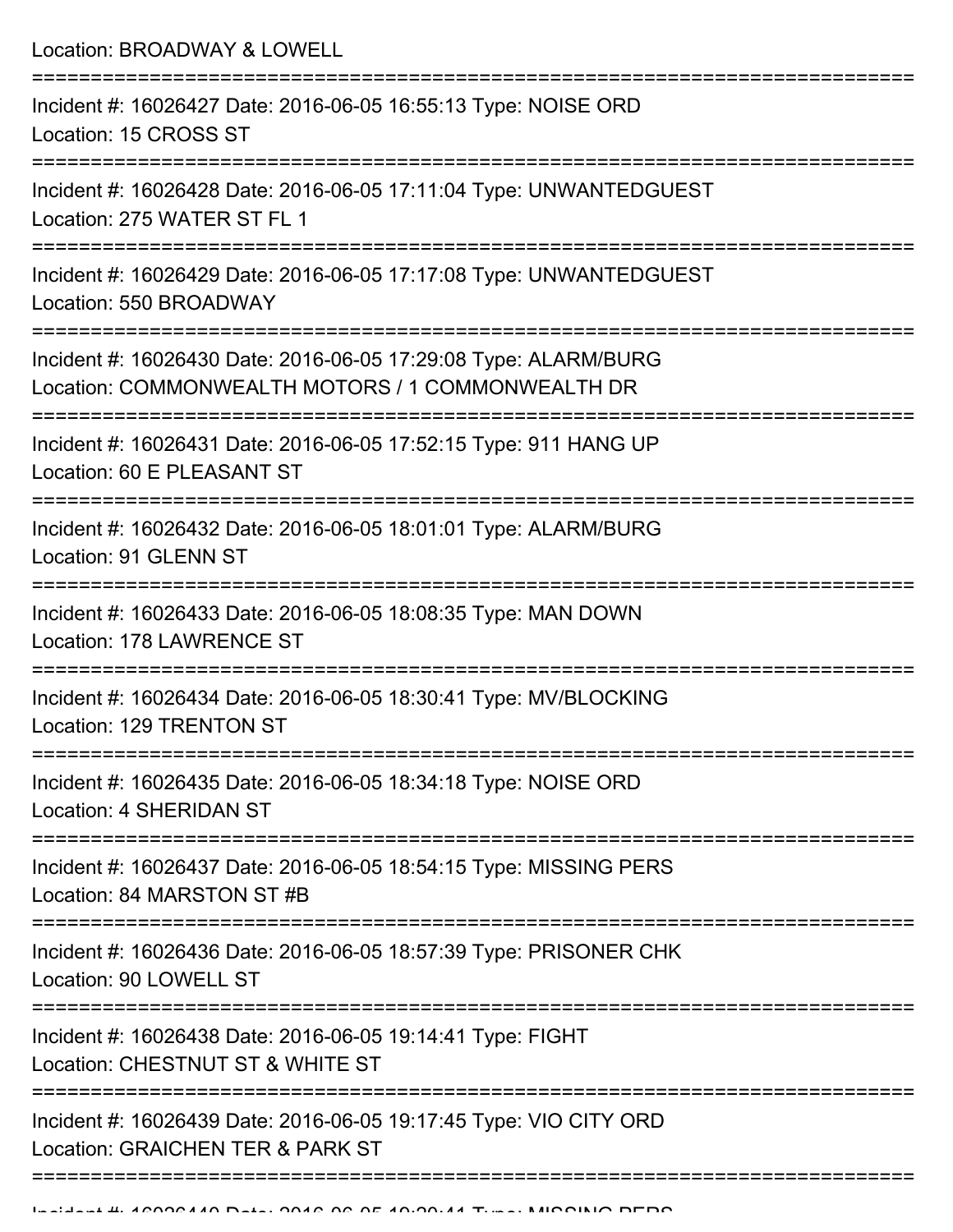Location: BROADWAY & LOWELL

===========================================================================

Incident #: 16026427 Date: 2016-06-05 16:55:13 Type: NOISE ORD
Location: 15 CROSS ST

===========================================================================

Incident #: 16026428 Date: 2016-06-05 17:11:04 Type: UNWANTEDGUEST
Location: 275 WATER ST FL 1

===========================================================================

Incident #: 16026429 Date: 2016-06-05 17:17:08 Type: UNWANTEDGUEST
Location: 550 BROADWAY

===========================================================================

Incident #: 16026430 Date: 2016-06-05 17:29:08 Type: ALARM/BURG
Location: COMMONWEALTH MOTORS / 1 COMMONWEALTH DR

===========================================================================

Incident #: 16026431 Date: 2016-06-05 17:52:15 Type: 911 HANG UP
Location: 60 E PLEASANT ST

===========================================================================

Incident #: 16026432 Date: 2016-06-05 18:01:01 Type: ALARM/BURG
Location: 91 GLENN ST

===========================================================================

Incident #: 16026433 Date: 2016-06-05 18:08:35 Type: MAN DOWN
Location: 178 LAWRENCE ST

===========================================================================

Incident #: 16026434 Date: 2016-06-05 18:30:41 Type: MV/BLOCKING
Location: 129 TRENTON ST

===========================================================================

Incident #: 16026435 Date: 2016-06-05 18:34:18 Type: NOISE ORD
Location: 4 SHERIDAN ST

===========================================================================

Incident #: 16026437 Date: 2016-06-05 18:54:15 Type: MISSING PERS
Location: 84 MARSTON ST #B

===========================================================================

Incident #: 16026436 Date: 2016-06-05 18:57:39 Type: PRISONER CHK
Location: 90 LOWELL ST

===========================================================================

Incident #: 16026438 Date: 2016-06-05 19:14:41 Type: FIGHT
Location: CHESTNUT ST & WHITE ST

===========================================================================

Incident #: 16026439 Date: 2016-06-05 19:17:45 Type: VIO CITY ORD
Location: GRAICHEN TER & PARK ST

===========================================================================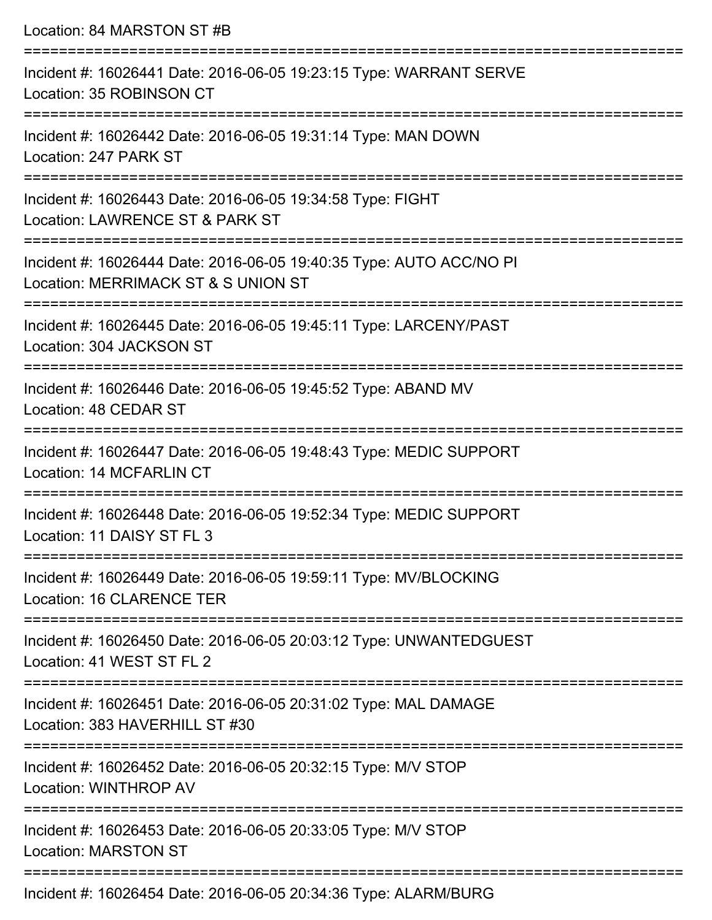Location: 84 MARSTON ST #B

===========================================================================

Incident #: 16026441 Date: 2016-06-05 19:23:15 Type: WARRANT SERVE
Location: 35 ROBINSON CT

===========================================================================

Incident #: 16026442 Date: 2016-06-05 19:31:14 Type: MAN DOWN
Location: 247 PARK ST

===========================================================================

Incident #: 16026443 Date: 2016-06-05 19:34:58 Type: FIGHT
Location: LAWRENCE ST & PARK ST

===========================================================================

Incident #: 16026444 Date: 2016-06-05 19:40:35 Type: AUTO ACC/NO PI
Location: MERRIMACK ST & S UNION ST

===========================================================================

Incident #: 16026445 Date: 2016-06-05 19:45:11 Type: LARCENY/PAST
Location: 304 JACKSON ST

===========================================================================

Incident #: 16026446 Date: 2016-06-05 19:45:52 Type: ABAND MV
Location: 48 CEDAR ST

===========================================================================

Incident #: 16026447 Date: 2016-06-05 19:48:43 Type: MEDIC SUPPORT
Location: 14 MCFARLIN CT

===========================================================================

Incident #: 16026448 Date: 2016-06-05 19:52:34 Type: MEDIC SUPPORT
Location: 11 DAISY ST FL 3

===========================================================================

Incident #: 16026449 Date: 2016-06-05 19:59:11 Type: MV/BLOCKING
Location: 16 CLARENCE TER

===========================================================================

Incident #: 16026450 Date: 2016-06-05 20:03:12 Type: UNWANTEDGUEST
Location: 41 WEST ST FL 2

===========================================================================

Incident #: 16026451 Date: 2016-06-05 20:31:02 Type: MAL DAMAGE
Location: 383 HAVERHILL ST #30

===========================================================================

Incident #: 16026452 Date: 2016-06-05 20:32:15 Type: M/V STOP
Location: WINTHROP AV

===========================================================================

Incident #: 16026453 Date: 2016-06-05 20:33:05 Type: M/V STOP
Location: MARSTON ST

===========================================================================

Incident #: 16026454 Date: 2016-06-05 20:34:36 Type: ALARM/BURG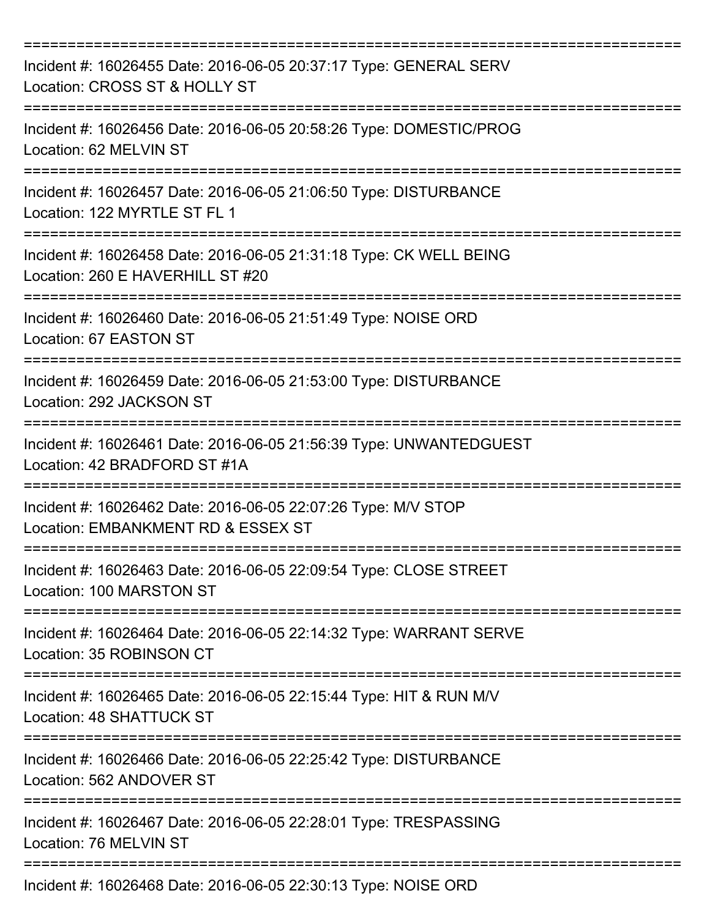===========================================================================

Incident #: 16026455 Date: 2016-06-05 20:37:17 Type: GENERAL SERV
Location: CROSS ST & HOLLY ST

===========================================================================

Incident #: 16026456 Date: 2016-06-05 20:58:26 Type: DOMESTIC/PROG
Location: 62 MELVIN ST

===========================================================================

Incident #: 16026457 Date: 2016-06-05 21:06:50 Type: DISTURBANCE
Location: 122 MYRTLE ST FL 1

===========================================================================

Incident #: 16026458 Date: 2016-06-05 21:31:18 Type: CK WELL BEING
Location: 260 E HAVERHILL ST #20

===========================================================================

Incident #: 16026460 Date: 2016-06-05 21:51:49 Type: NOISE ORD
Location: 67 EASTON ST

===========================================================================

Incident #: 16026459 Date: 2016-06-05 21:53:00 Type: DISTURBANCE
Location: 292 JACKSON ST

===========================================================================

Incident #: 16026461 Date: 2016-06-05 21:56:39 Type: UNWANTEDGUEST
Location: 42 BRADFORD ST #1A

===========================================================================

Incident #: 16026462 Date: 2016-06-05 22:07:26 Type: M/V STOP
Location: EMBANKMENT RD & ESSEX ST

===========================================================================

Incident #: 16026463 Date: 2016-06-05 22:09:54 Type: CLOSE STREET
Location: 100 MARSTON ST

===========================================================================

Incident #: 16026464 Date: 2016-06-05 22:14:32 Type: WARRANT SERVE
Location: 35 ROBINSON CT

===========================================================================

Incident #: 16026465 Date: 2016-06-05 22:15:44 Type: HIT & RUN M/V
Location: 48 SHATTUCK ST

===========================================================================

Incident #: 16026466 Date: 2016-06-05 22:25:42 Type: DISTURBANCE
Location: 562 ANDOVER ST

===========================================================================

Incident #: 16026467 Date: 2016-06-05 22:28:01 Type: TRESPASSING
Location: 76 MELVIN ST

===========================================================================

Incident #: 16026468 Date: 2016-06-05 22:30:13 Type: NOISE ORD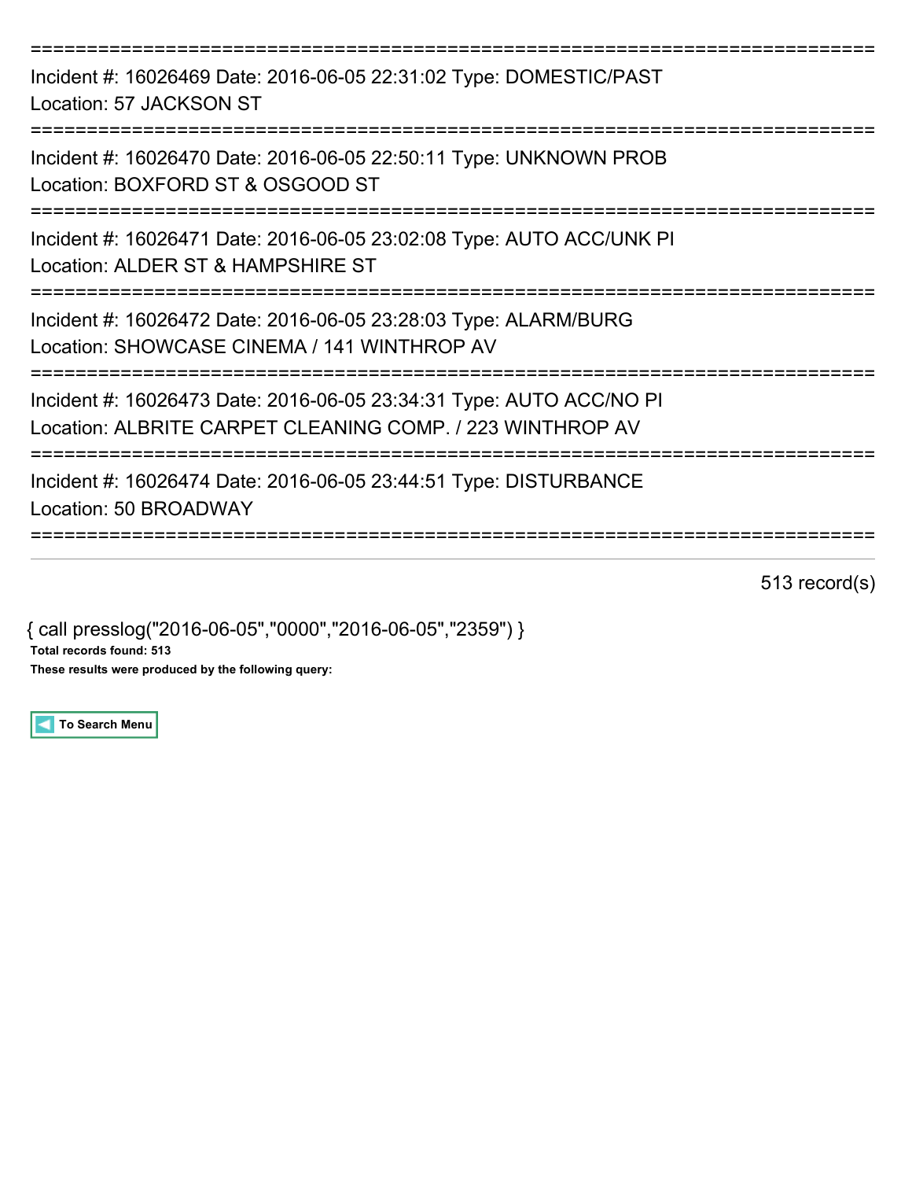===========================================================================

Incident #: 16026469 Date: 2016-06-05 22:31:02 Type: DOMESTIC/PAST
Location: 57 JACKSON ST

===========================================================================

Incident #: 16026470 Date: 2016-06-05 22:50:11 Type: UNKNOWN PROB
Location: BOXFORD ST & OSGOOD ST

===========================================================================

Incident #: 16026471 Date: 2016-06-05 23:02:08 Type: AUTO ACC/UNK PI
Location: ALDER ST & HAMPSHIRE ST

===========================================================================

Incident #: 16026472 Date: 2016-06-05 23:28:03 Type: ALARM/BURG
Location: SHOWCASE CINEMA / 141 WINTHROP AV

===========================================================================

Incident #: 16026473 Date: 2016-06-05 23:34:31 Type: AUTO ACC/NO PI
Location: ALBRITE CARPET CLEANING COMP. / 223 WINTHROP AV

===========================================================================

Incident #: 16026474 Date: 2016-06-05 23:44:51 Type: DISTURBANCE
Location: 50 BROADWAY

===========================================================================

513 record(s)

{ call presslog("2016-06-05","0000","2016-06-05","2359") }

**Total records found: 513**

**These results were produced by the following query:**

To Search Menu